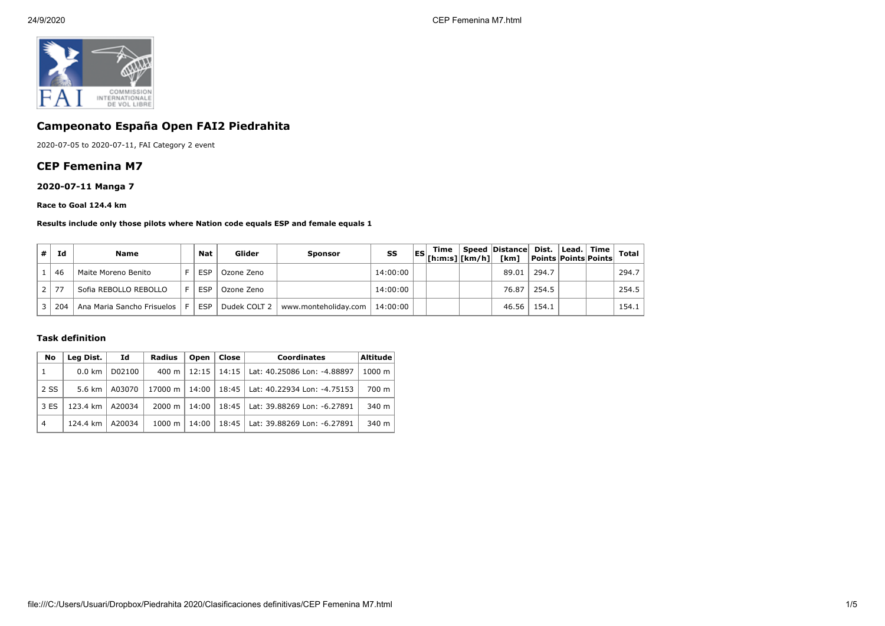## Campeonato España Open FAI2 Piedrahita

2020-07-05 to 2020-07-11, FAI Category 2 event

## CEP Femenina M7

### 2020-07-11 Manga 7

**Race to Goal 124.4 km**

**Results include only those pilots where Nation code equals ESP and female equals 1**

| # | Id | Name | | Nat | Glider | Sponsor | SS | ES | Time [h:m:s] | Speed [km/h] | Distance [km] | Dist. Points | Lead. Points | Time Points | Total |
|---|---|---|---|---|---|---|---|---|---|---|---|---|---|---|---|
| 1 | 46 | Maite Moreno Benito | F | ESP | Ozone Zeno | | 14:00:00 | | | | 89.01 | 294.7 | | | 294.7 |
| 2 | 77 | Sofia REBOLLO REBOLLO | F | ESP | Ozone Zeno | | 14:00:00 | | | | 76.87 | 254.5 | | | 254.5 |
| 3 | 204 | Ana Maria Sancho Frisuelos | F | ESP | Dudek COLT 2 | www.monteholiday.com | 14:00:00 | | | | 46.56 | 154.1 | | | 154.1 |

### Task definition

| No | Leg Dist. | Id | Radius | Open | Close | Coordinates | Altitude |
|---|---|---|---|---|---|---|---|
| 1 | 0.0 km | D02100 | 400 m | 12:15 | 14:15 | Lat: 40.25086 Lon: -4.88897 | 1000 m |
| 2 SS | 5.6 km | A03070 | 17000 m | 14:00 | 18:45 | Lat: 40.22934 Lon: -4.75153 | 700 m |
| 3 ES | 123.4 km | A20034 | 2000 m | 14:00 | 18:45 | Lat: 39.88269 Lon: -6.27891 | 340 m |
| 4 | 124.4 km | A20034 | 1000 m | 14:00 | 18:45 | Lat: 39.88269 Lon: -6.27891 | 340 m |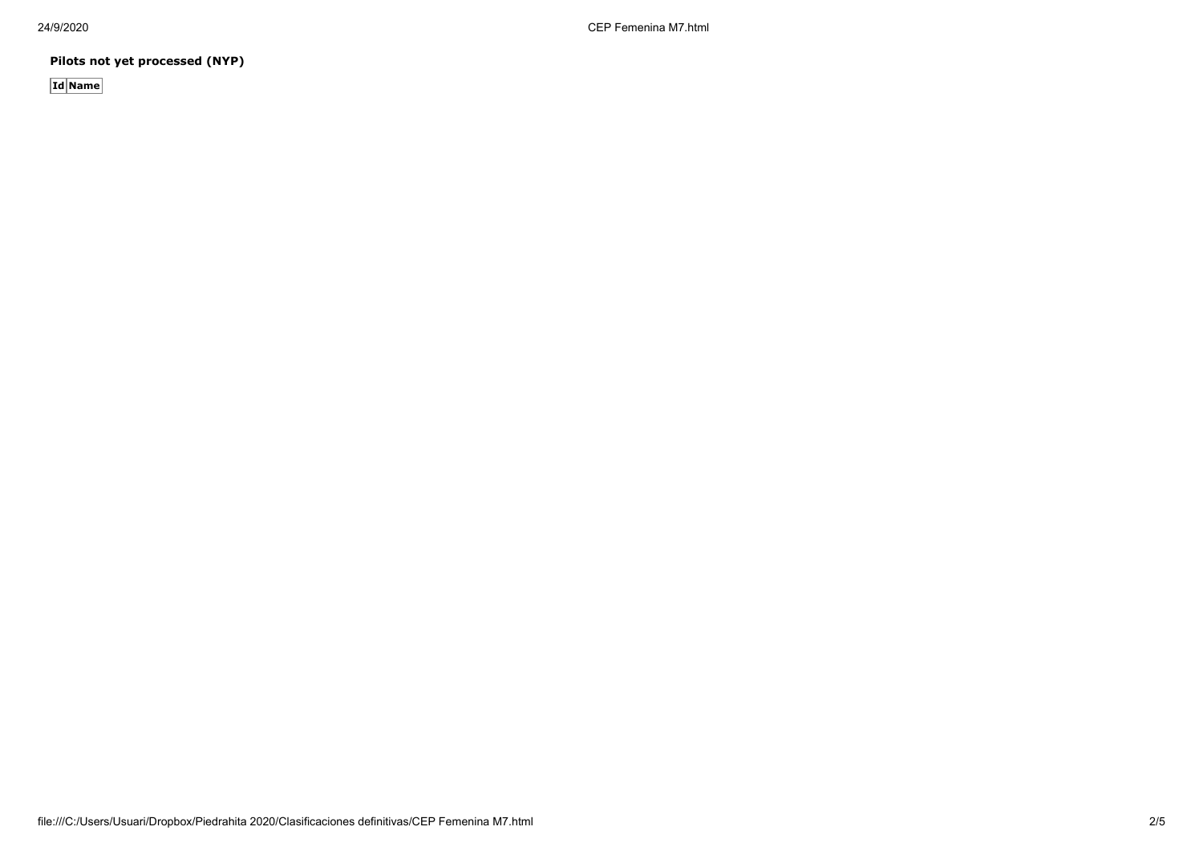**Pilots not yet processed (NYP)**

| Id | Name |
| --- | --- |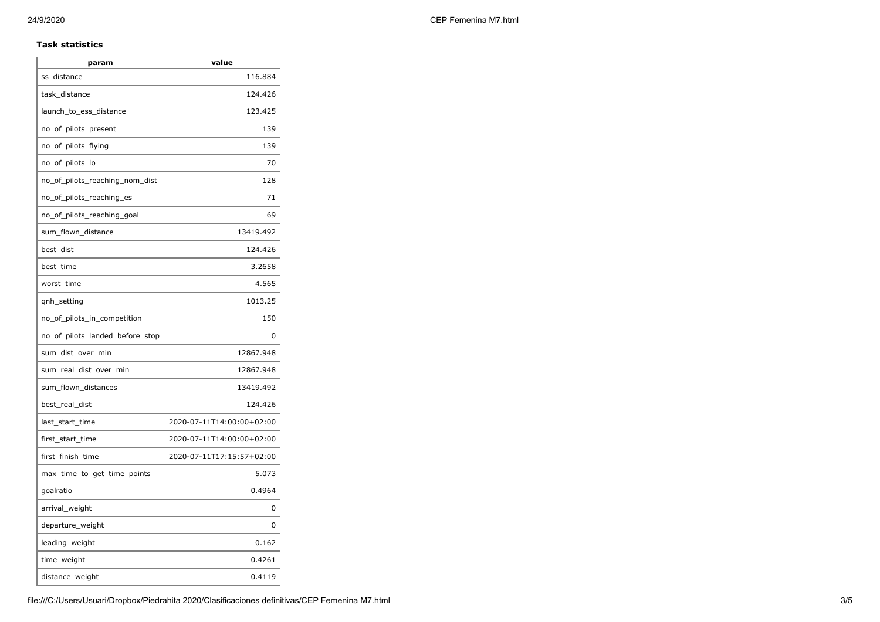**Task statistics**

| param | value |
|---|---|
| ss_distance | 116.884 |
| task_distance | 124.426 |
| launch_to_ess_distance | 123.425 |
| no_of_pilots_present | 139 |
| no_of_pilots_flying | 139 |
| no_of_pilots_lo | 70 |
| no_of_pilots_reaching_nom_dist | 128 |
| no_of_pilots_reaching_es | 71 |
| no_of_pilots_reaching_goal | 69 |
| sum_flown_distance | 13419.492 |
| best_dist | 124.426 |
| best_time | 3.2658 |
| worst_time | 4.565 |
| qnh_setting | 1013.25 |
| no_of_pilots_in_competition | 150 |
| no_of_pilots_landed_before_stop | 0 |
| sum_dist_over_min | 12867.948 |
| sum_real_dist_over_min | 12867.948 |
| sum_flown_distances | 13419.492 |
| best_real_dist | 124.426 |
| last_start_time | 2020-07-11T14:00:00+02:00 |
| first_start_time | 2020-07-11T14:00:00+02:00 |
| first_finish_time | 2020-07-11T17:15:57+02:00 |
| max_time_to_get_time_points | 5.073 |
| goalratio | 0.4964 |
| arrival_weight | 0 |
| departure_weight | 0 |
| leading_weight | 0.162 |
| time_weight | 0.4261 |
| distance_weight | 0.4119 |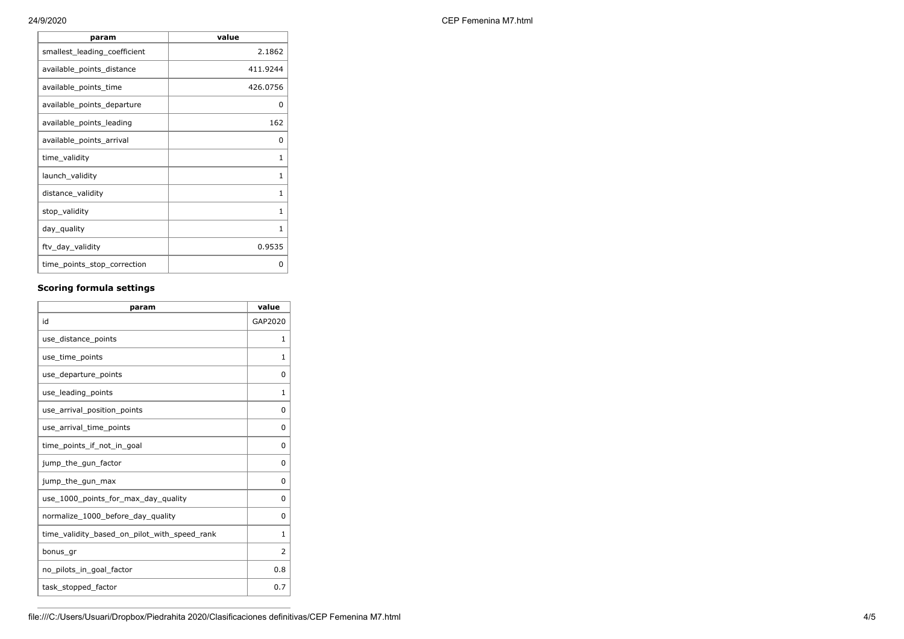| param | value |
|---|---|
| smallest_leading_coefficient | 2.1862 |
| available_points_distance | 411.9244 |
| available_points_time | 426.0756 |
| available_points_departure | 0 |
| available_points_leading | 162 |
| available_points_arrival | 0 |
| time_validity | 1 |
| launch_validity | 1 |
| distance_validity | 1 |
| stop_validity | 1 |
| day_quality | 1 |
| ftv_day_validity | 0.9535 |
| time_points_stop_correction | 0 |

### Scoring formula settings

| param | value |
|---|---|
| id | GAP2020 |
| use_distance_points | 1 |
| use_time_points | 1 |
| use_departure_points | 0 |
| use_leading_points | 1 |
| use_arrival_position_points | 0 |
| use_arrival_time_points | 0 |
| time_points_if_not_in_goal | 0 |
| jump_the_gun_factor | 0 |
| jump_the_gun_max | 0 |
| use_1000_points_for_max_day_quality | 0 |
| normalize_1000_before_day_quality | 0 |
| time_validity_based_on_pilot_with_speed_rank | 1 |
| bonus_gr | 2 |
| no_pilots_in_goal_factor | 0.8 |
| task_stopped_factor | 0.7 |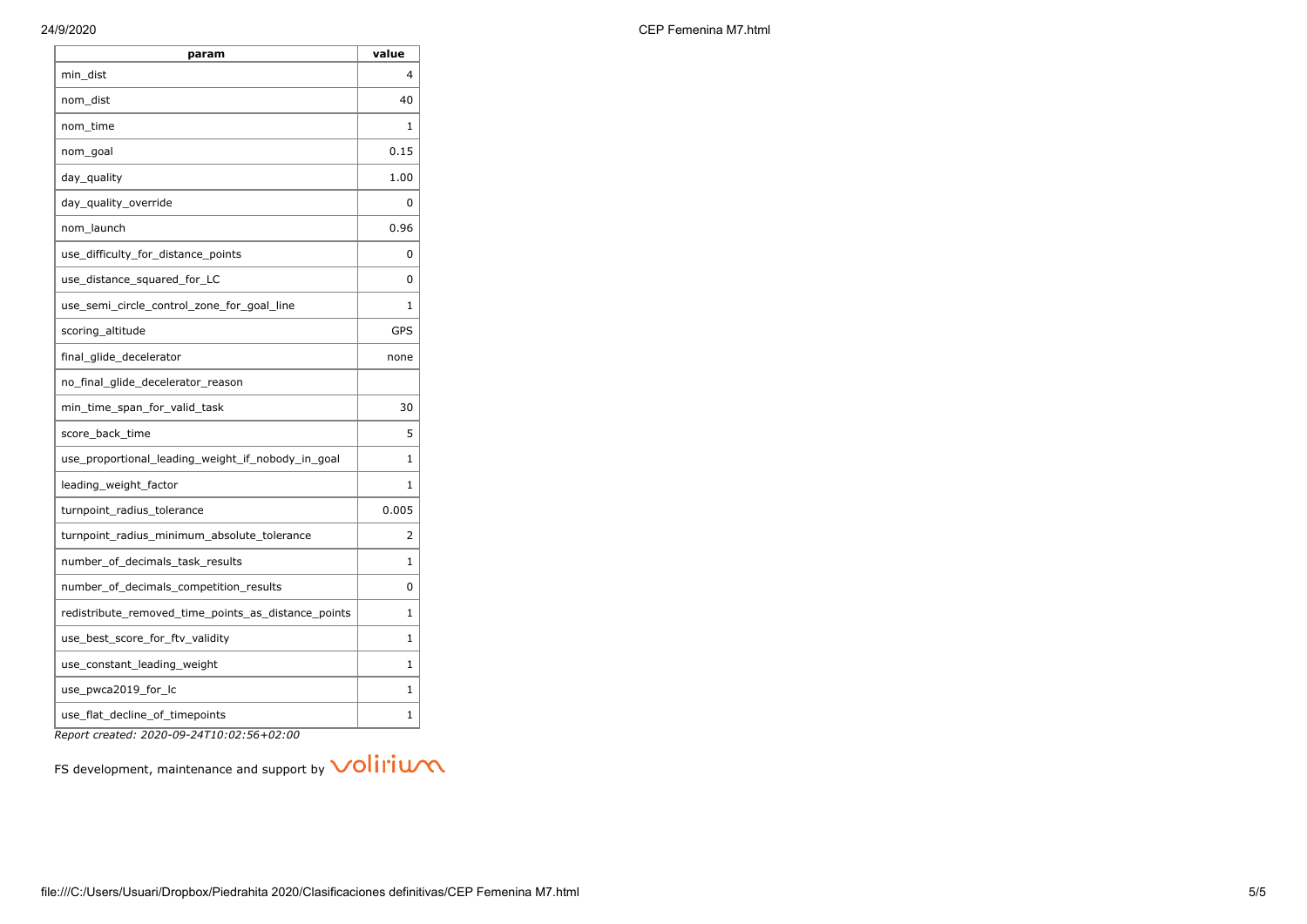| param | value |
| --- | --- |
| min_dist | 4 |
| nom_dist | 40 |
| nom_time | 1 |
| nom_goal | 0.15 |
| day_quality | 1.00 |
| day_quality_override | 0 |
| nom_launch | 0.96 |
| use_difficulty_for_distance_points | 0 |
| use_distance_squared_for_LC | 0 |
| use_semi_circle_control_zone_for_goal_line | 1 |
| scoring_altitude | GPS |
| final_glide_decelerator | none |
| no_final_glide_decelerator_reason | |
| min_time_span_for_valid_task | 30 |
| score_back_time | 5 |
| use_proportional_leading_weight_if_nobody_in_goal | 1 |
| leading_weight_factor | 1 |
| turnpoint_radius_tolerance | 0.005 |
| turnpoint_radius_minimum_absolute_tolerance | 2 |
| number_of_decimals_task_results | 1 |
| number_of_decimals_competition_results | 0 |
| redistribute_removed_time_points_as_distance_points | 1 |
| use_best_score_for_ftv_validity | 1 |
| use_constant_leading_weight | 1 |
| use_pwca2019_for_lc | 1 |
| use_flat_decline_of_timepoints | 1 |

*Report created: 2020-09-24T10:02:56+02:00*

FS development, maintenance and support by volirium